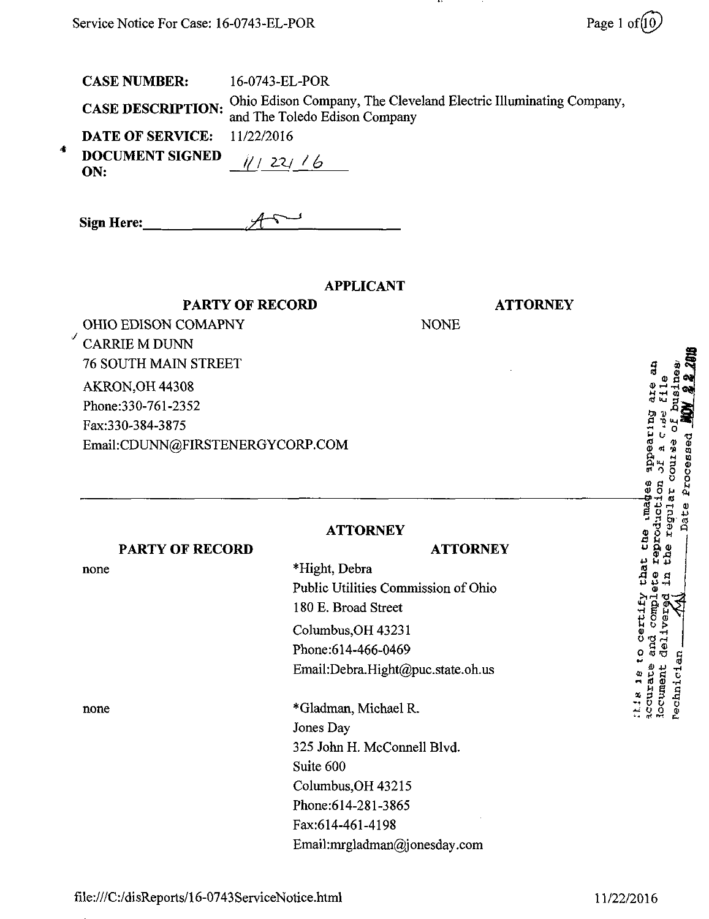**CASE NUMBER:** 16-0743-EL-POR

**CASE DESCRIPTION:** Ohio Edison Company, The Cleveland Electric Illuminating Company, and The Toledo Edison Company

**DATE OF SERVICE:** 11/22/2016

**DOCUMENT SIGNED ON:** 11/22/16

**Sign Here:** ___________

## APPLICANT

| PARTY OF RECORD | ATTORNEY |
|---|---|
| OHIO EDISON COMAPNY<br>CARRIE M DUNN<br>76 SOUTH MAIN STREET<br>AKRON,OH 44308<br>Phone:330-761-2352<br>Fax:330-384-3875<br>Email:CDUNN@FIRSTENERGYCORP.COM | NONE |

## ATTORNEY

| PARTY OF RECORD | ATTORNEY |
|---|---|
| none | *Hight, Debra<br>Public Utilities Commission of Ohio<br>180 E. Broad Street<br>Columbus,OH 43231<br>Phone:614-466-0469<br>Email:Debra.Hight@puc.state.oh.us |
| none | *Gladman, Michael R.<br>Jones Day<br>325 John H. McConnell Blvd.<br>Suite 600<br>Columbus,OH 43215<br>Phone:614-281-3865<br>Fax:614-461-4198<br>Email:mrgladman@jonesday.com |

This is to certify that the images appearing are an accurate and complete reproduction of a case file document delivered in the regular course of business. Technician ___ Date Processed NOV 22 2016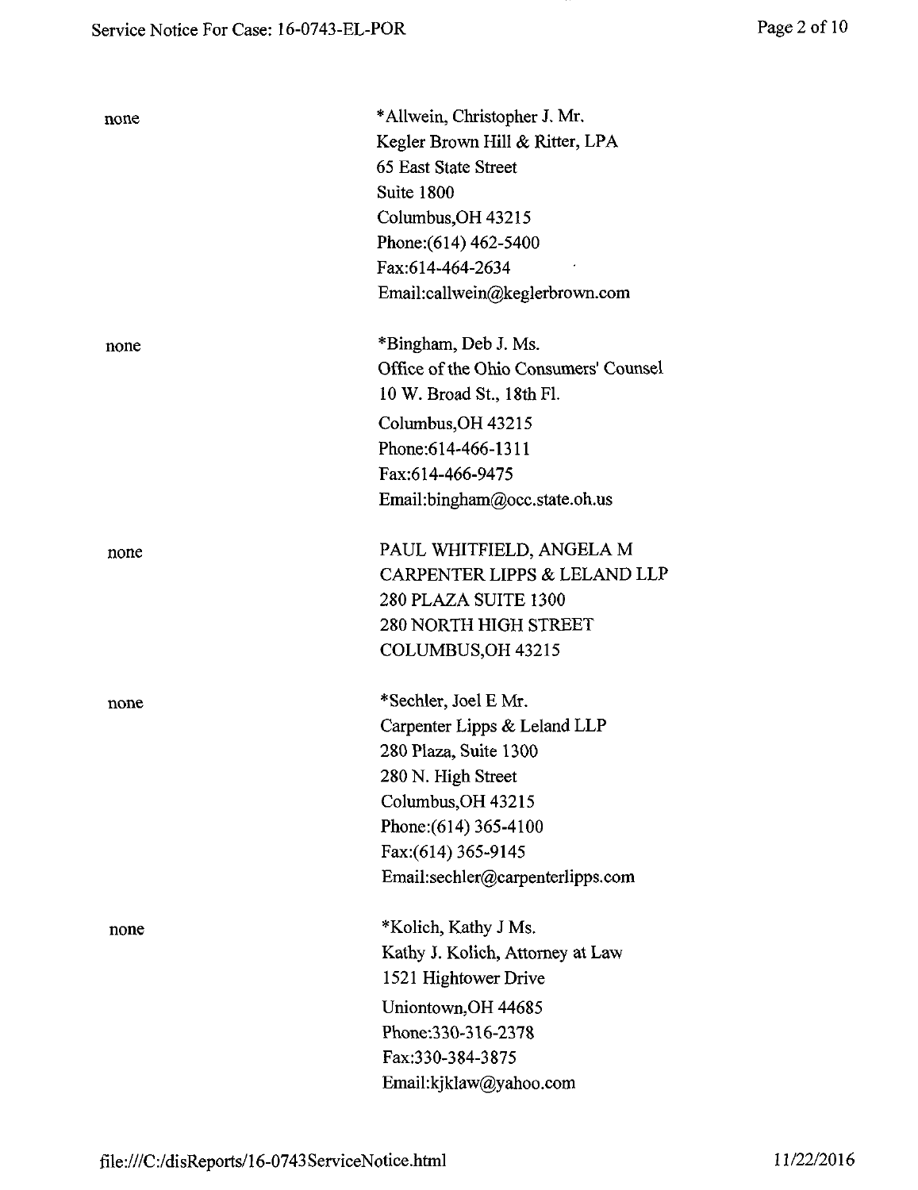| | |
|---|---|
| none | *Allwein, Christopher J. Mr.<br>Kegler Brown Hill & Ritter, LPA<br>65 East State Street<br>Suite 1800<br>Columbus,OH 43215<br>Phone:(614) 462-5400<br>Fax:614-464-2634<br>Email:callwein@keglerbrown.com |
| none | *Bingham, Deb J. Ms.<br>Office of the Ohio Consumers' Counsel<br>10 W. Broad St., 18th Fl.<br>Columbus,OH 43215<br>Phone:614-466-1311<br>Fax:614-466-9475<br>Email:bingham@occ.state.oh.us |
| none | PAUL WHITFIELD, ANGELA M<br>CARPENTER LIPPS & LELAND LLP<br>280 PLAZA SUITE 1300<br>280 NORTH HIGH STREET<br>COLUMBUS,OH 43215 |
| none | *Sechler, Joel E Mr.<br>Carpenter Lipps & Leland LLP<br>280 Plaza, Suite 1300<br>280 N. High Street<br>Columbus,OH 43215<br>Phone:(614) 365-4100<br>Fax:(614) 365-9145<br>Email:sechler@carpenterlipps.com |
| none | *Kolich, Kathy J Ms.<br>Kathy J. Kolich, Attorney at Law<br>1521 Hightower Drive<br>Uniontown,OH 44685<br>Phone:330-316-2378<br>Fax:330-384-3875<br>Email:kjklaw@yahoo.com |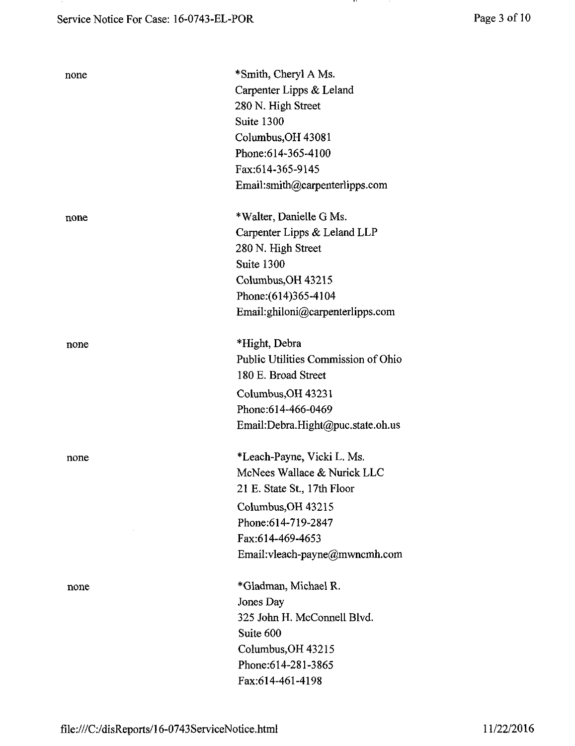none

*Smith, Cheryl A Ms.
Carpenter Lipps & Leland
280 N. High Street
Suite 1300
Columbus,OH 43081
Phone:614-365-4100
Fax:614-365-9145
Email:smith@carpenterlipps.com

none

*Walter, Danielle G Ms.
Carpenter Lipps & Leland LLP
280 N. High Street
Suite 1300
Columbus,OH 43215
Phone:(614)365-4104
Email:ghiloni@carpenterlipps.com

none

*Hight, Debra
Public Utilities Commission of Ohio
180 E. Broad Street
Columbus,OH 43231
Phone:614-466-0469
Email:Debra.Hight@puc.state.oh.us

none

*Leach-Payne, Vicki L. Ms.
McNees Wallace & Nurick LLC
21 E. State St., 17th Floor
Columbus,OH 43215
Phone:614-719-2847
Fax:614-469-4653
Email:vleach-payne@mwncmh.com

none

*Gladman, Michael R.
Jones Day
325 John H. McConnell Blvd.
Suite 600
Columbus,OH 43215
Phone:614-281-3865
Fax:614-461-4198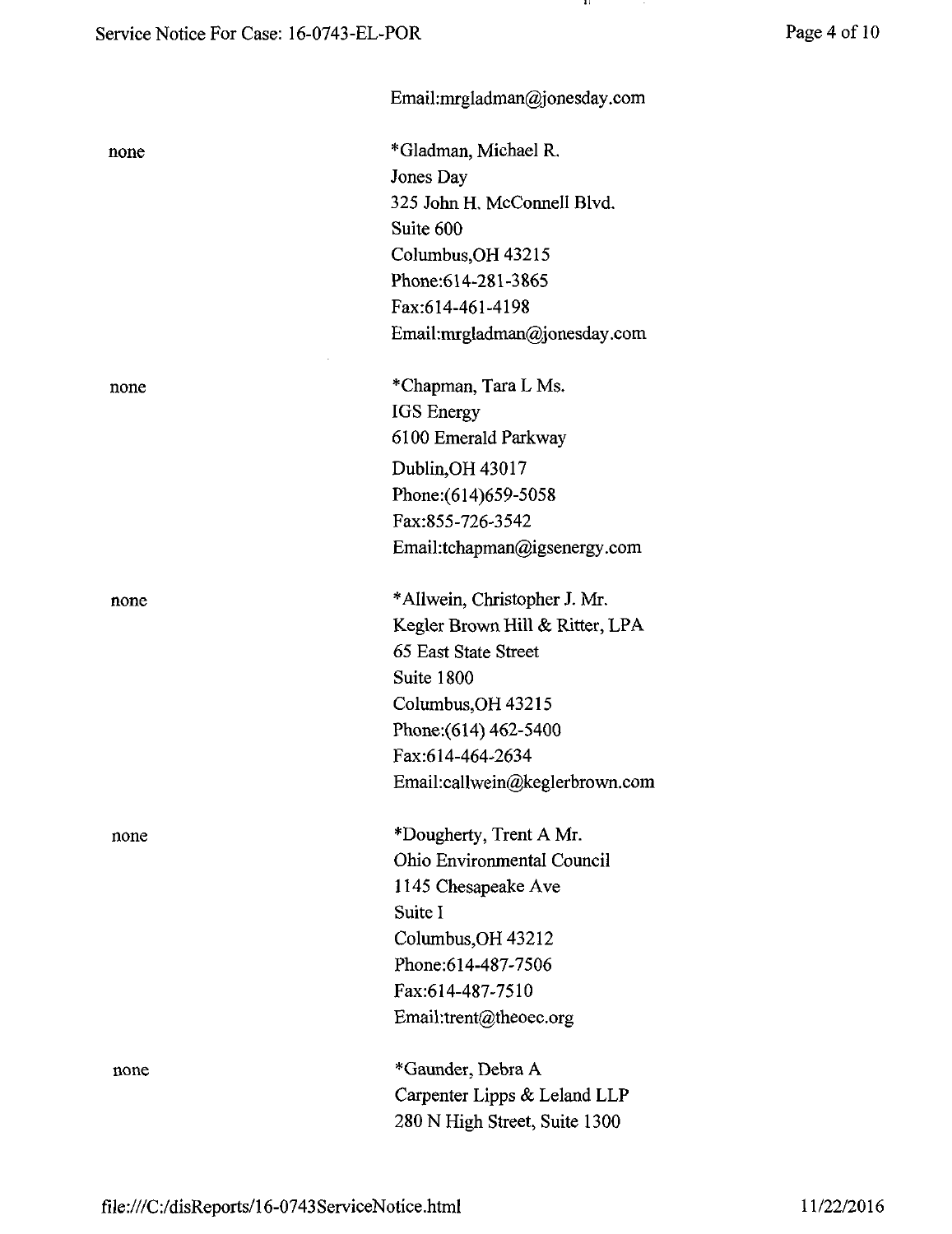Email:mrgladman@jonesday.com

| | |
|---|---|
| none | *Gladman, Michael R.<br>Jones Day<br>325 John H. McConnell Blvd.<br>Suite 600<br>Columbus,OH 43215<br>Phone:614-281-3865<br>Fax:614-461-4198<br>Email:mrgladman@jonesday.com |
| none | *Chapman, Tara L Ms.<br>IGS Energy<br>6100 Emerald Parkway<br>Dublin,OH 43017<br>Phone:(614)659-5058<br>Fax:855-726-3542<br>Email:tchapman@igsenergy.com |
| none | *Allwein, Christopher J. Mr.<br>Kegler Brown Hill & Ritter, LPA<br>65 East State Street<br>Suite 1800<br>Columbus,OH 43215<br>Phone:(614) 462-5400<br>Fax:614-464-2634<br>Email:callwein@keglerbrown.com |
| none | *Dougherty, Trent A Mr.<br>Ohio Environmental Council<br>1145 Chesapeake Ave<br>Suite I<br>Columbus,OH 43212<br>Phone:614-487-7506<br>Fax:614-487-7510<br>Email:trent@theoec.org |
| none | *Gaunder, Debra A<br>Carpenter Lipps & Leland LLP<br>280 N High Street, Suite 1300 |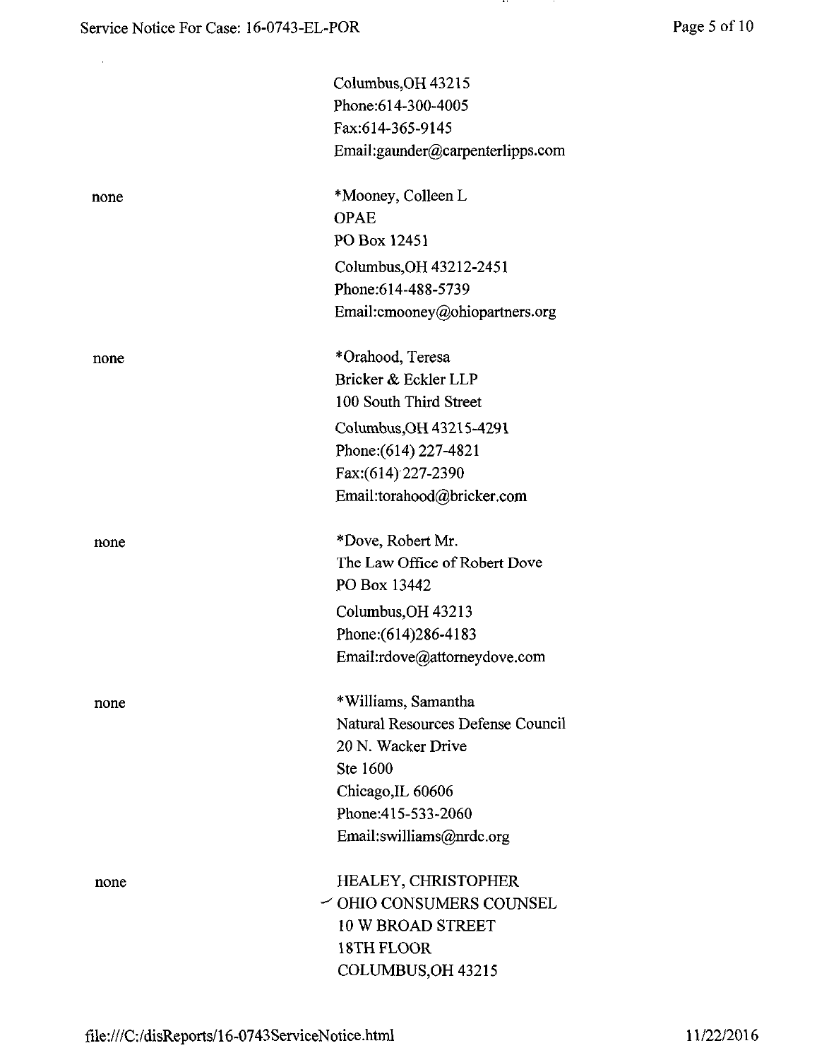Columbus,OH 43215
Phone:614-300-4005
Fax:614-365-9145
Email:gaunder@carpenterlipps.com

none

*Mooney, Colleen L
OPAE
PO Box 12451
Columbus,OH 43212-2451
Phone:614-488-5739
Email:cmooney@ohiopartners.org

none

*Orahood, Teresa
Bricker & Eckler LLP
100 South Third Street
Columbus,OH 43215-4291
Phone:(614) 227-4821
Fax:(614) 227-2390
Email:torahood@bricker.com

none

*Dove, Robert Mr.
The Law Office of Robert Dove
PO Box 13442
Columbus,OH 43213
Phone:(614)286-4183
Email:rdove@attorneydove.com

none

*Williams, Samantha
Natural Resources Defense Council
20 N. Wacker Drive
Ste 1600
Chicago,IL 60606
Phone:415-533-2060
Email:swilliams@nrdc.org

none

HEALEY, CHRISTOPHER
OHIO CONSUMERS COUNSEL
10 W BROAD STREET
18TH FLOOR
COLUMBUS,OH 43215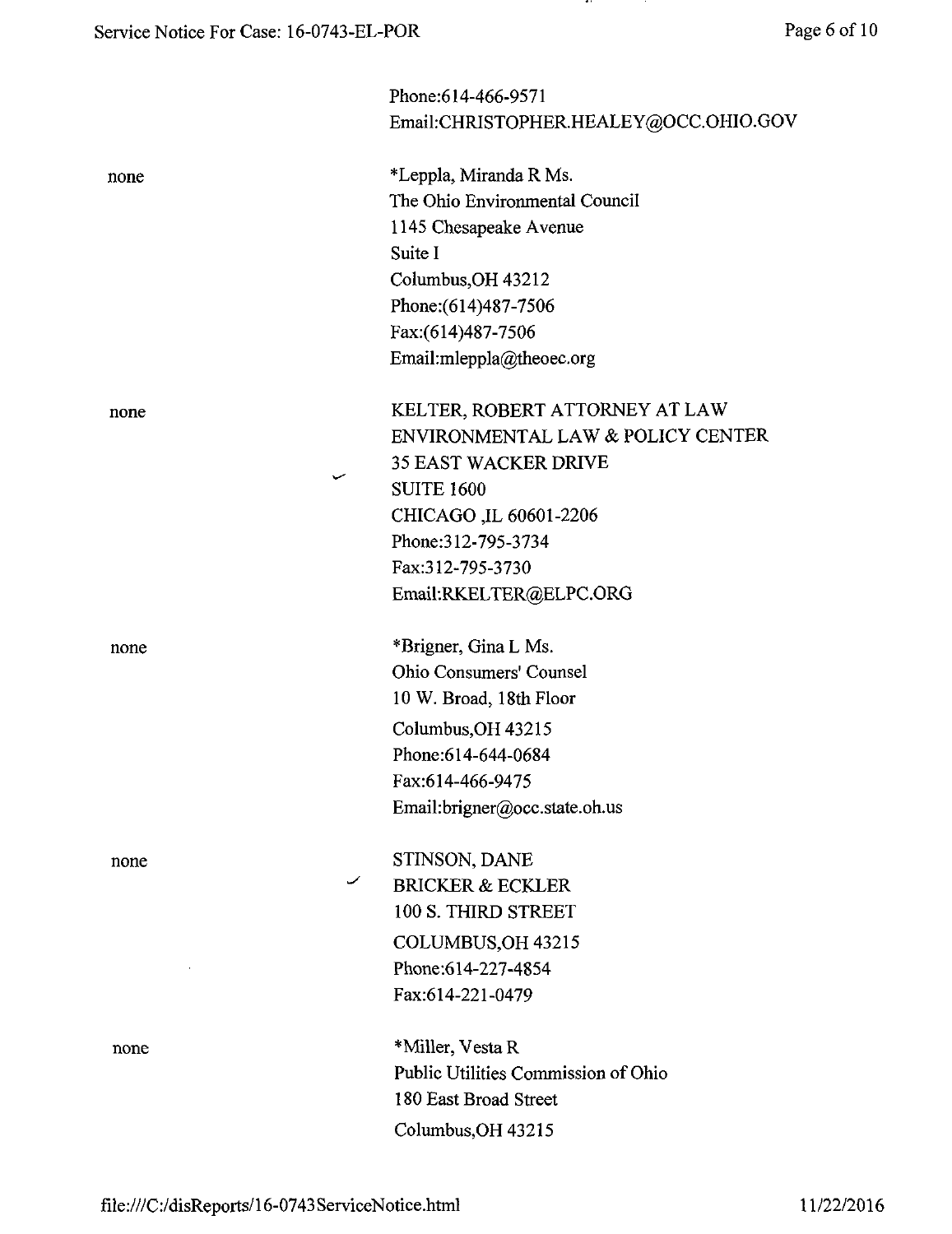Phone:614-466-9571
Email:CHRISTOPHER.HEALEY@OCC.OHIO.GOV

| | |
|---|---|
| none | *Leppla, Miranda R Ms.<br>The Ohio Environmental Council<br>1145 Chesapeake Avenue<br>Suite I<br>Columbus,OH 43212<br>Phone:(614)487-7506<br>Fax:(614)487-7506<br>Email:mleppla@theoec.org |
| none | KELTER, ROBERT ATTORNEY AT LAW<br>ENVIRONMENTAL LAW & POLICY CENTER<br>35 EAST WACKER DRIVE<br>SUITE 1600<br>CHICAGO ,IL 60601-2206<br>Phone:312-795-3734<br>Fax:312-795-3730<br>Email:RKELTER@ELPC.ORG |
| none | *Brigner, Gina L Ms.<br>Ohio Consumers' Counsel<br>10 W. Broad, 18th Floor<br>Columbus,OH 43215<br>Phone:614-644-0684<br>Fax:614-466-9475<br>Email:brigner@occ.state.oh.us |
| none | STINSON, DANE<br>BRICKER & ECKLER<br>100 S. THIRD STREET<br>COLUMBUS,OH 43215<br>Phone:614-227-4854<br>Fax:614-221-0479 |
| none | *Miller, Vesta R<br>Public Utilities Commission of Ohio<br>180 East Broad Street<br>Columbus,OH 43215 |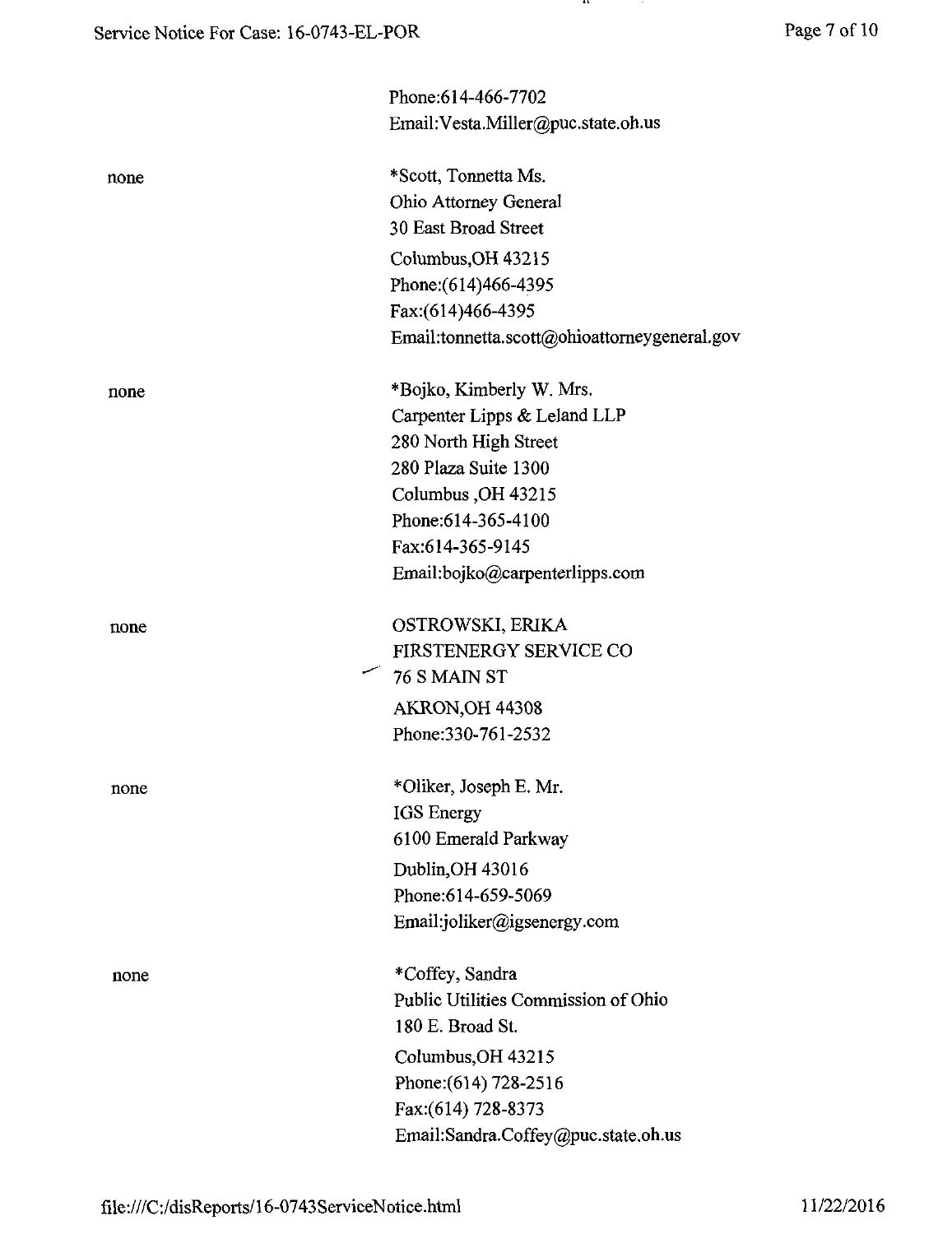Phone:614-466-7702
Email:Vesta.Miller@puc.state.oh.us

none

*Scott, Tonnetta Ms.
Ohio Attorney General
30 East Broad Street
Columbus,OH 43215
Phone:(614)466-4395
Fax:(614)466-4395
Email:tonnetta.scott@ohioattorneygeneral.gov

none

*Bojko, Kimberly W. Mrs.
Carpenter Lipps & Leland LLP
280 North High Street
280 Plaza Suite 1300
Columbus ,OH 43215
Phone:614-365-4100
Fax:614-365-9145
Email:bojko@carpenterlipps.com

none

OSTROWSKI, ERIKA
FIRSTENERGY SERVICE CO
76 S MAIN ST
AKRON,OH 44308
Phone:330-761-2532

none

*Oliker, Joseph E. Mr.
IGS Energy
6100 Emerald Parkway
Dublin,OH 43016
Phone:614-659-5069
Email:joliker@igsenergy.com

none

*Coffey, Sandra
Public Utilities Commission of Ohio
180 E. Broad St.
Columbus,OH 43215
Phone:(614) 728-2516
Fax:(614) 728-8373
Email:Sandra.Coffey@puc.state.oh.us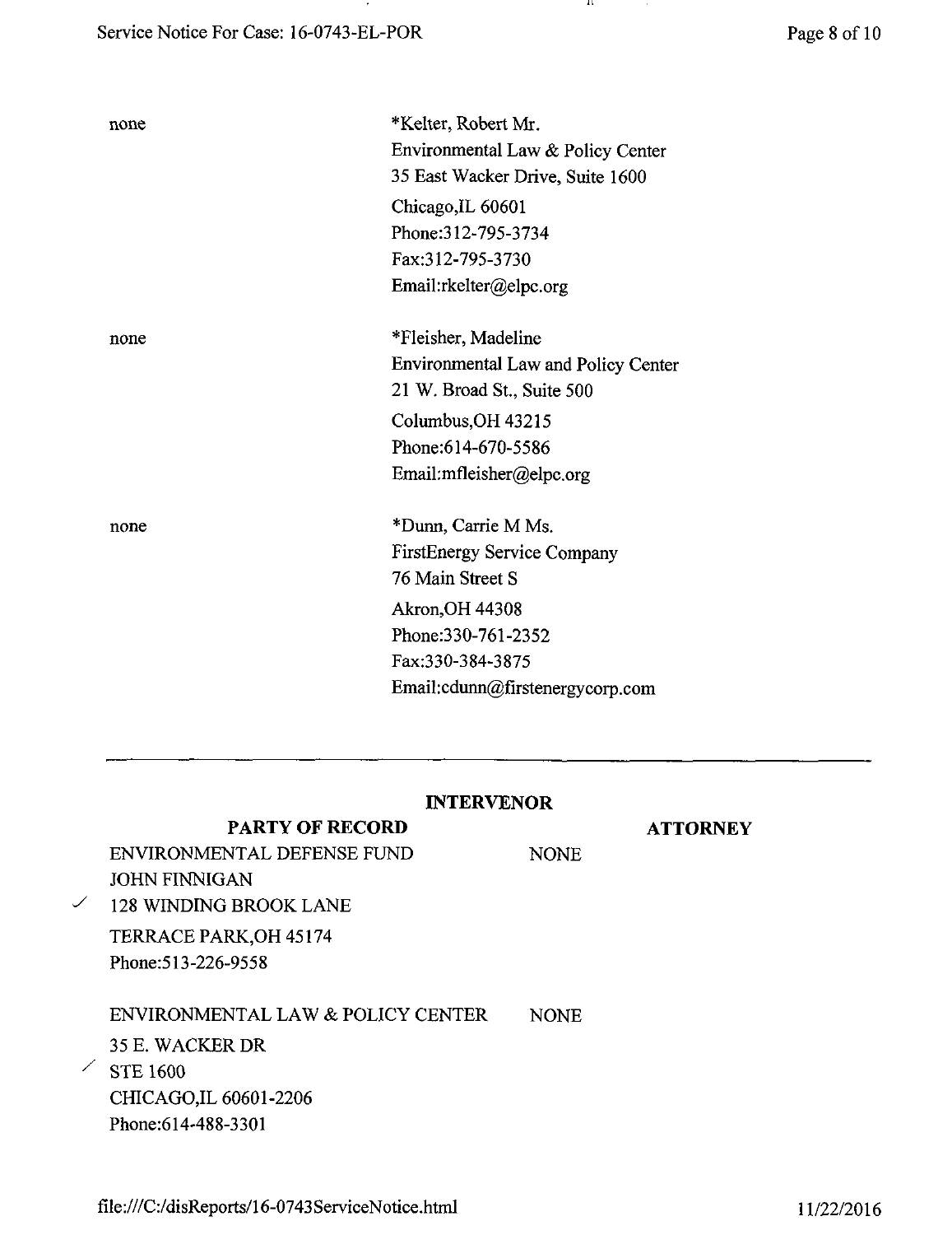| | |
|---|---|
| none | *Kelter, Robert Mr.<br>Environmental Law & Policy Center<br>35 East Wacker Drive, Suite 1600<br>Chicago,IL 60601<br>Phone:312-795-3734<br>Fax:312-795-3730<br>Email:rkelter@elpc.org |
| none | *Fleisher, Madeline<br>Environmental Law and Policy Center<br>21 W. Broad St., Suite 500<br>Columbus,OH 43215<br>Phone:614-670-5586<br>Email:mfleisher@elpc.org |
| none | *Dunn, Carrie M Ms.<br>FirstEnergy Service Company<br>76 Main Street S<br>Akron,OH 44308<br>Phone:330-761-2352<br>Fax:330-384-3875<br>Email:cdunn@firstenergycorp.com |

---

## INTERVENOR

| PARTY OF RECORD | ATTORNEY |
|---|---|
| ENVIRONMENTAL DEFENSE FUND<br>JOHN FINNIGAN<br>128 WINDING BROOK LANE<br>TERRACE PARK,OH 45174<br>Phone:513-226-9558 | NONE |
| ENVIRONMENTAL LAW & POLICY CENTER<br>35 E. WACKER DR<br>STE 1600<br>CHICAGO,IL 60601-2206<br>Phone:614-488-3301 | NONE |

file:///C:/disReports/16-0743ServiceNotice.html 11/22/2016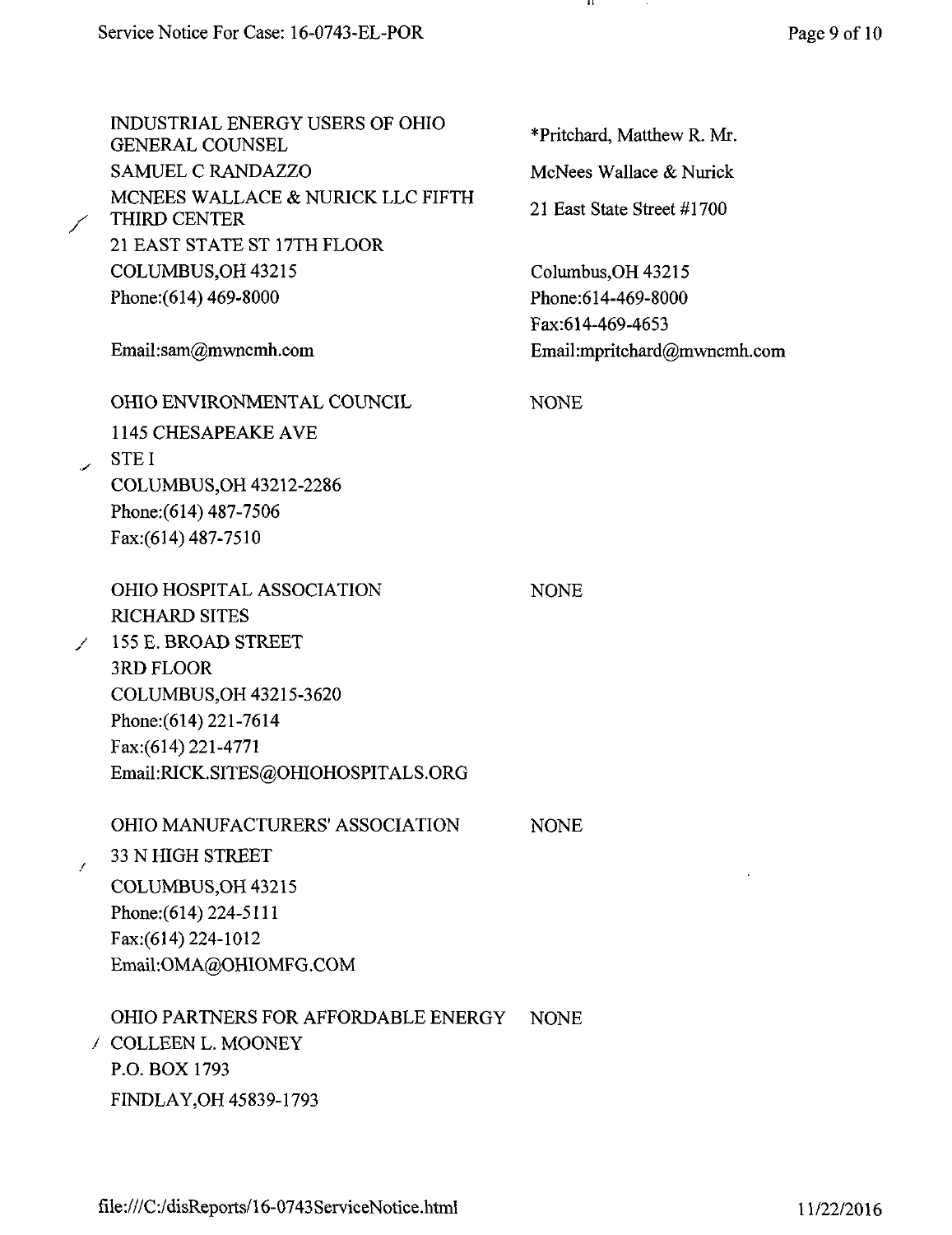| | |
|---|---|
| INDUSTRIAL ENERGY USERS OF OHIO GENERAL COUNSEL<br>SAMUEL C RANDAZZO<br>MCNEES WALLACE & NURICK LLC FIFTH THIRD CENTER<br>21 EAST STATE ST 17TH FLOOR<br>COLUMBUS,OH 43215<br>Phone:(614) 469-8000<br><br>Email:sam@mwncmh.com | *Pritchard, Matthew R. Mr.<br>McNees Wallace & Nurick<br>21 East State Street #1700<br><br>Columbus,OH 43215<br>Phone:614-469-8000<br>Fax:614-469-4653<br>Email:mpritchard@mwncmh.com |
| OHIO ENVIRONMENTAL COUNCIL<br>1145 CHESAPEAKE AVE<br>STE I<br>COLUMBUS,OH 43212-2286<br>Phone:(614) 487-7506<br>Fax:(614) 487-7510 | NONE |
| OHIO HOSPITAL ASSOCIATION<br>RICHARD SITES<br>155 E. BROAD STREET<br>3RD FLOOR<br>COLUMBUS,OH 43215-3620<br>Phone:(614) 221-7614<br>Fax:(614) 221-4771<br>Email:RICK.SITES@OHIOHOSPITALS.ORG | NONE |
| OHIO MANUFACTURERS' ASSOCIATION<br>33 N HIGH STREET<br>COLUMBUS,OH 43215<br>Phone:(614) 224-5111<br>Fax:(614) 224-1012<br>Email:OMA@OHIOMFG.COM | NONE |
| OHIO PARTNERS FOR AFFORDABLE ENERGY<br>COLLEEN L. MOONEY<br>P.O. BOX 1793<br>FINDLAY,OH 45839-1793 | NONE |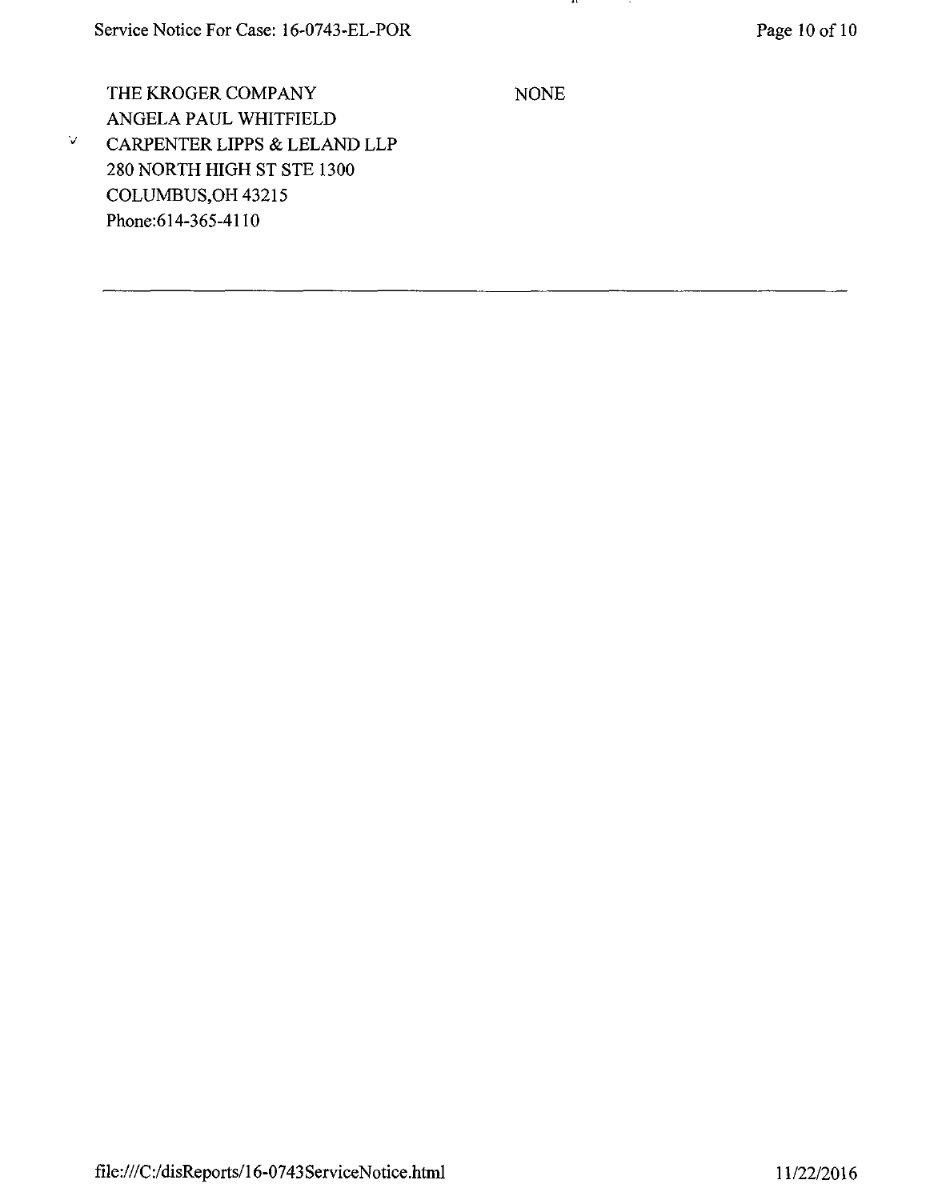THE KROGER COMPANY
ANGELA PAUL WHITFIELD
CARPENTER LIPPS & LELAND LLP
280 NORTH HIGH ST STE 1300
COLUMBUS,OH 43215
Phone:614-365-4110

NONE

---